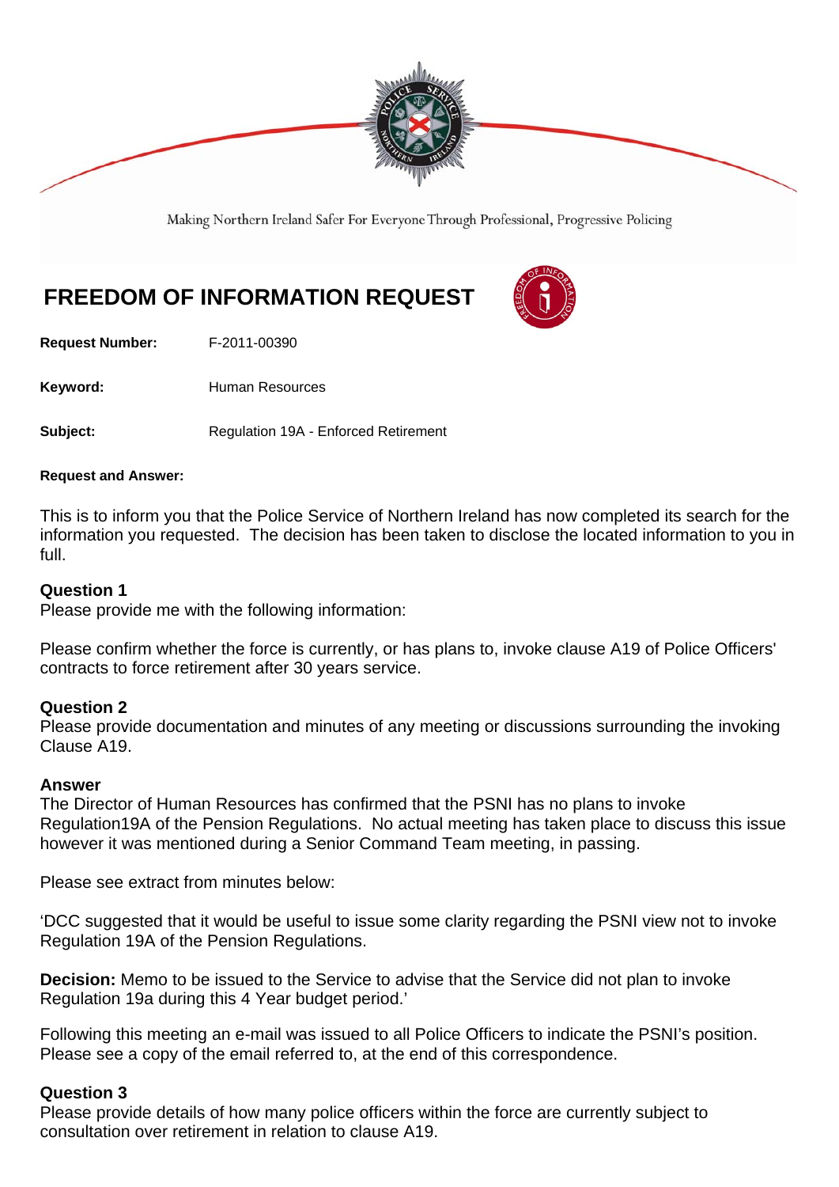Making Northern Ireland Safer For Everyone Through Professional, Progressive Policing

# FREEDOM OF INFORMATION REQUEST

**Request Number:** F-2011-00390

**Keyword:** Human Resources

**Subject:** Regulation 19A - Enforced Retirement

**Request and Answer:**

This is to inform you that the Police Service of Northern Ireland has now completed its search for the information you requested. The decision has been taken to disclose the located information to you in full.

**Question 1**
Please provide me with the following information:

Please confirm whether the force is currently, or has plans to, invoke clause A19 of Police Officers' contracts to force retirement after 30 years service.

**Question 2**
Please provide documentation and minutes of any meeting or discussions surrounding the invoking Clause A19.

**Answer**
The Director of Human Resources has confirmed that the PSNI has no plans to invoke Regulation19A of the Pension Regulations. No actual meeting has taken place to discuss this issue however it was mentioned during a Senior Command Team meeting, in passing.

Please see extract from minutes below:

'DCC suggested that it would be useful to issue some clarity regarding the PSNI view not to invoke Regulation 19A of the Pension Regulations.

**Decision:** Memo to be issued to the Service to advise that the Service did not plan to invoke Regulation 19a during this 4 Year budget period.'

Following this meeting an e-mail was issued to all Police Officers to indicate the PSNI's position. Please see a copy of the email referred to, at the end of this correspondence.

**Question 3**
Please provide details of how many police officers within the force are currently subject to consultation over retirement in relation to clause A19.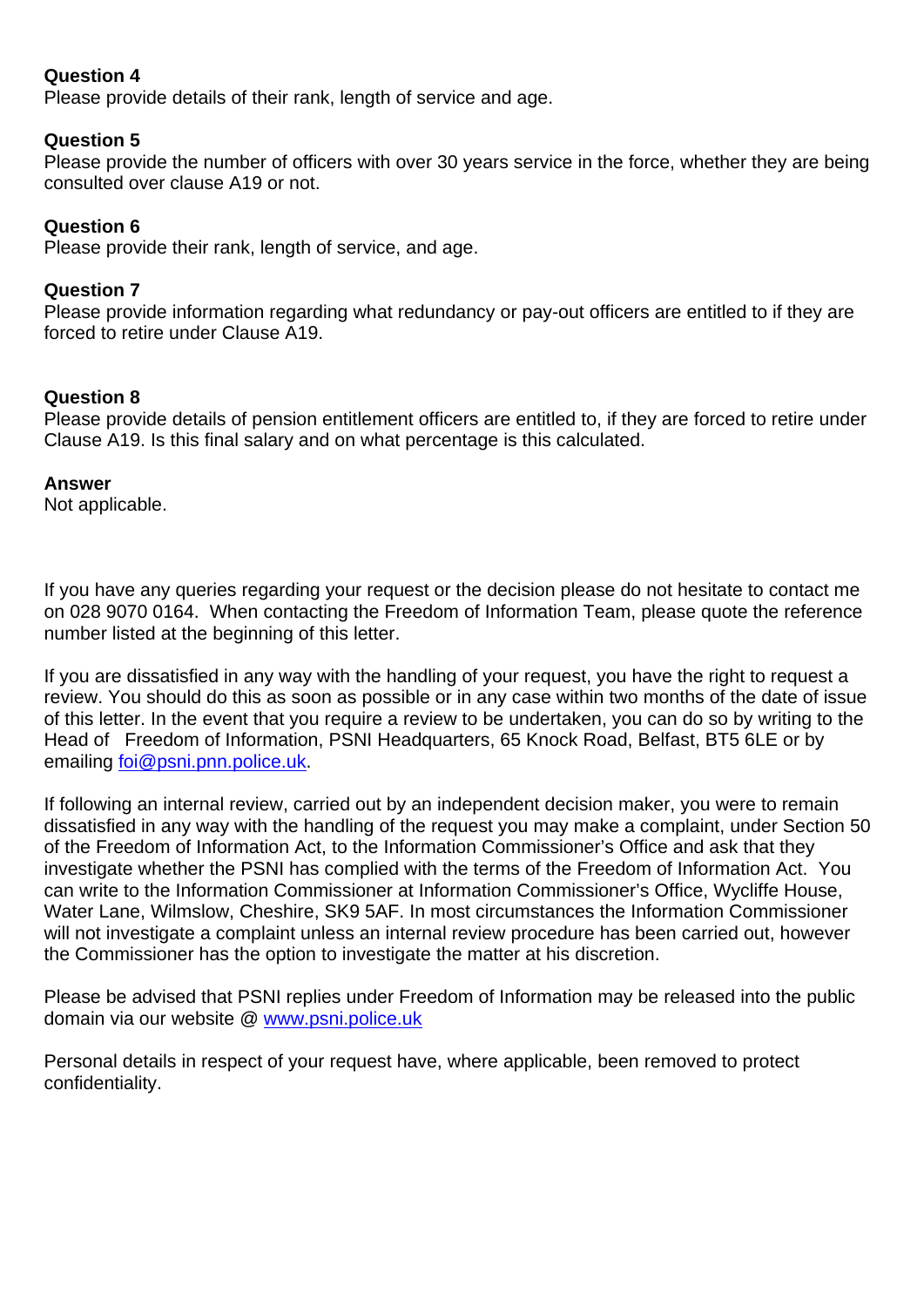**Question 4**
Please provide details of their rank, length of service and age.

**Question 5**
Please provide the number of officers with over 30 years service in the force, whether they are being consulted over clause A19 or not.

**Question 6**
Please provide their rank, length of service, and age.

**Question 7**
Please provide information regarding what redundancy or pay-out officers are entitled to if they are forced to retire under Clause A19.

**Question 8**
Please provide details of pension entitlement officers are entitled to, if they are forced to retire under Clause A19. Is this final salary and on what percentage is this calculated.

**Answer**
Not applicable.

If you have any queries regarding your request or the decision please do not hesitate to contact me on 028 9070 0164. When contacting the Freedom of Information Team, please quote the reference number listed at the beginning of this letter.

If you are dissatisfied in any way with the handling of your request, you have the right to request a review. You should do this as soon as possible or in any case within two months of the date of issue of this letter. In the event that you require a review to be undertaken, you can do so by writing to the Head of Freedom of Information, PSNI Headquarters, 65 Knock Road, Belfast, BT5 6LE or by emailing [foi@psni.pnn.police.uk](mailto:foi@psni.pnn.police.uk).

If following an internal review, carried out by an independent decision maker, you were to remain dissatisfied in any way with the handling of the request you may make a complaint, under Section 50 of the Freedom of Information Act, to the Information Commissioner's Office and ask that they investigate whether the PSNI has complied with the terms of the Freedom of Information Act. You can write to the Information Commissioner at Information Commissioner's Office, Wycliffe House, Water Lane, Wilmslow, Cheshire, SK9 5AF. In most circumstances the Information Commissioner will not investigate a complaint unless an internal review procedure has been carried out, however the Commissioner has the option to investigate the matter at his discretion.

Please be advised that PSNI replies under Freedom of Information may be released into the public domain via our website @ [www.psni.police.uk](http://www.psni.police.uk)

Personal details in respect of your request have, where applicable, been removed to protect confidentiality.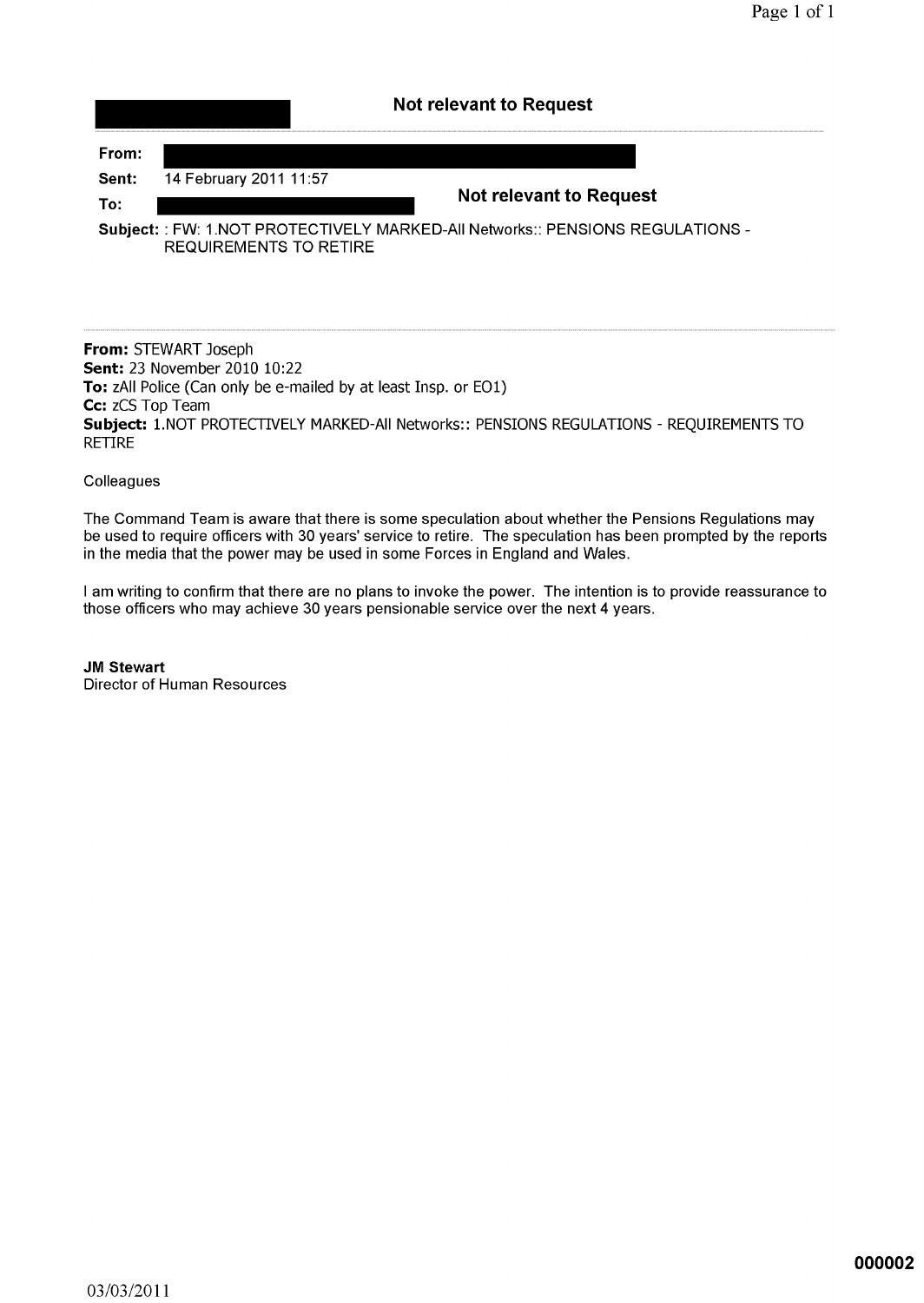**Not relevant to Request**

**From:**

**Sent:** 14 February 2011 11:57

**To:** **Not relevant to Request**

**Subject:** : FW: 1.NOT PROTECTIVELY MARKED-All Networks:: PENSIONS REGULATIONS - REQUIREMENTS TO RETIRE

---

**From:** STEWART Joseph
**Sent:** 23 November 2010 10:22
**To:** zAll Police (Can only be e-mailed by at least Insp. or EO1)
**Cc:** zCS Top Team
**Subject:** 1.NOT PROTECTIVELY MARKED-All Networks:: PENSIONS REGULATIONS - REQUIREMENTS TO RETIRE

Colleagues

The Command Team is aware that there is some speculation about whether the Pensions Regulations may be used to require officers with 30 years' service to retire. The speculation has been prompted by the reports in the media that the power may be used in some Forces in England and Wales.

I am writing to confirm that there are no plans to invoke the power. The intention is to provide reassurance to those officers who may achieve 30 years pensionable service over the next 4 years.

**JM Stewart**
Director of Human Resources

000002

03/03/2011